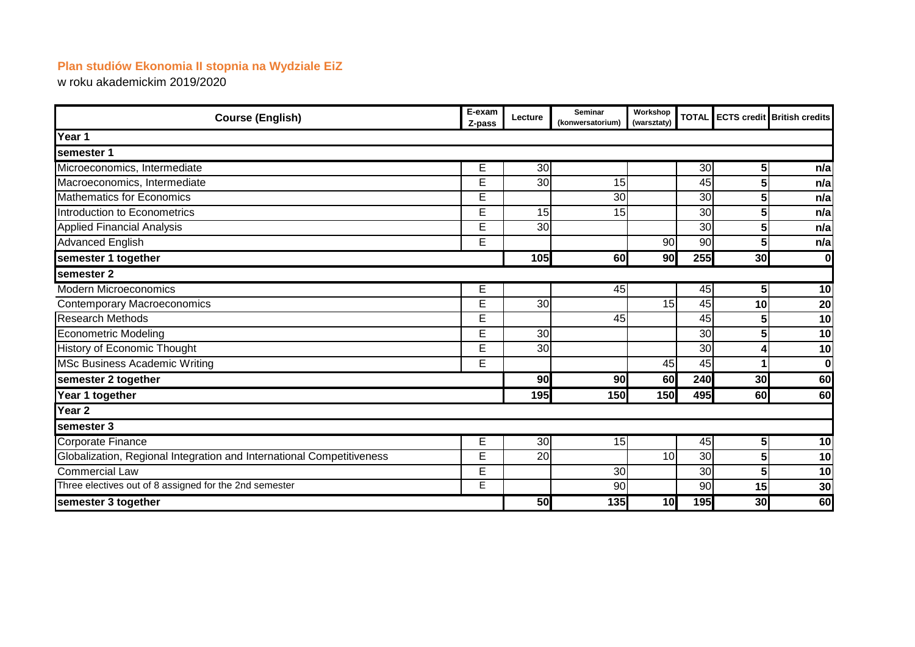## Plan studiów Ekonomia II stopnia na Wydziale EiZ

w roku akademickim 2019/2020

| Course (English) | E-exam Z-pass | Lecture | Seminar (konwersatorium) | Workshop (warsztaty) | TOTAL | ECTS credit | British credits |
|---|---|---|---|---|---|---|---|
| **Year 1** | | | | | | | |
| **semester 1** | | | | | | | |
| Microeconomics, Intermediate | E | 30 | | | 30 | 5 | n/a |
| Macroeconomics, Intermediate | E | 30 | 15 | | 45 | 5 | n/a |
| Mathematics for Economics | E | | 30 | | 30 | 5 | n/a |
| Introduction to Econometrics | E | 15 | 15 | | 30 | 5 | n/a |
| Applied Financial Analysis | E | 30 | | | 30 | 5 | n/a |
| Advanced English | E | | | 90 | 90 | 5 | n/a |
| **semester 1 together** | | 105 | 60 | 90 | 255 | 30 | 0 |
| **semester 2** | | | | | | | |
| Modern Microeconomics | E | | 45 | | 45 | 5 | 10 |
| Contemporary Macroeconomics | E | 30 | | 15 | 45 | 10 | 20 |
| Research Methods | E | | 45 | | 45 | 5 | 10 |
| Econometric Modeling | E | 30 | | | 30 | 5 | 10 |
| History of Economic Thought | E | 30 | | | 30 | 4 | 10 |
| MSc Business Academic Writing | E | | | 45 | 45 | 1 | 0 |
| **semester 2 together** | | 90 | 90 | 60 | 240 | 30 | 60 |
| **Year 1 together** | | 195 | 150 | 150 | 495 | 60 | 60 |
| **Year 2** | | | | | | | |
| **semester 3** | | | | | | | |
| Corporate Finance | E | 30 | 15 | | 45 | 5 | 10 |
| Globalization, Regional Integration and International Competitiveness | E | 20 | | 10 | 30 | 5 | 10 |
| Commercial Law | E | | 30 | | 30 | 5 | 10 |
| Three electives out of 8 assigned for the 2nd semester | E | | 90 | | 90 | 15 | 30 |
| **semester 3 together** | | 50 | 135 | 10 | 195 | 30 | 60 |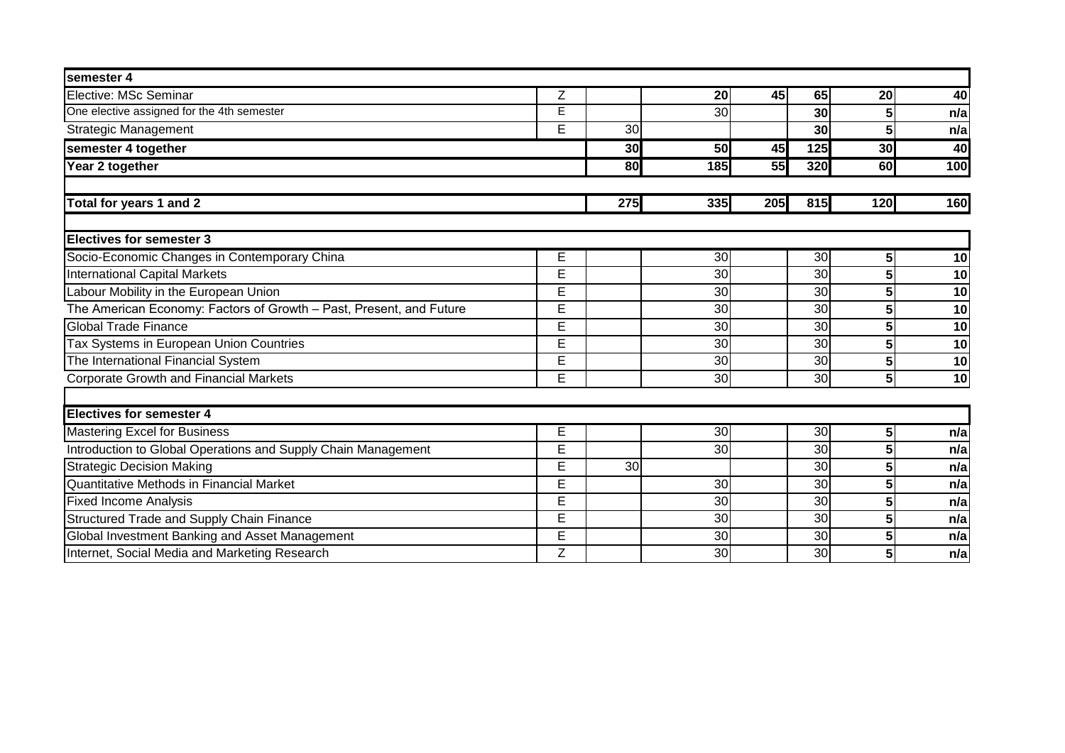| | | | | | | | |
|---|---|---|---|---|---|---|---|
| **semester 4** | | | | | | | |
| Elective: MSc Seminar | Z | | **20** | **45** | **65** | **20** | **40** |
| One elective assigned for the 4th semester | E | | 30 | | **30** | **5** | **n/a** |
| Strategic Management | E | 30 | | | **30** | **5** | **n/a** |
| **semester 4 together** | | **30** | **50** | **45** | **125** | **30** | **40** |
| **Year 2 together** | | **80** | **185** | **55** | **320** | **60** | **100** |
| | | | | | | | |
| **Total for years 1 and 2** | | **275** | **335** | **205** | **815** | **120** | **160** |
| | | | | | | | |
| **Electives for semester 3** | | | | | | | |
| Socio-Economic Changes in Contemporary China | E | | 30 | | 30 | **5** | **10** |
| International Capital Markets | E | | 30 | | 30 | **5** | **10** |
| Labour Mobility in the European Union | E | | 30 | | 30 | **5** | **10** |
| The American Economy: Factors of Growth – Past, Present, and Future | E | | 30 | | 30 | **5** | **10** |
| Global Trade Finance | E | | 30 | | 30 | **5** | **10** |
| Tax Systems in European Union Countries | E | | 30 | | 30 | **5** | **10** |
| The International Financial System | E | | 30 | | 30 | **5** | **10** |
| Corporate Growth and Financial Markets | E | | 30 | | 30 | **5** | **10** |
| | | | | | | | |
| **Electives for semester 4** | | | | | | | |
| Mastering Excel for Business | E | | 30 | | 30 | **5** | **n/a** |
| Introduction to Global Operations and Supply Chain Management | E | | 30 | | 30 | **5** | **n/a** |
| Strategic Decision Making | E | 30 | | | 30 | **5** | **n/a** |
| Quantitative Methods in Financial Market | E | | 30 | | 30 | **5** | **n/a** |
| Fixed Income Analysis | E | | 30 | | 30 | **5** | **n/a** |
| Structured Trade and Supply Chain Finance | E | | 30 | | 30 | **5** | **n/a** |
| Global Investment Banking and Asset Management | E | | 30 | | 30 | **5** | **n/a** |
| Internet, Social Media and Marketing Research | Z | | 30 | | 30 | **5** | **n/a** |